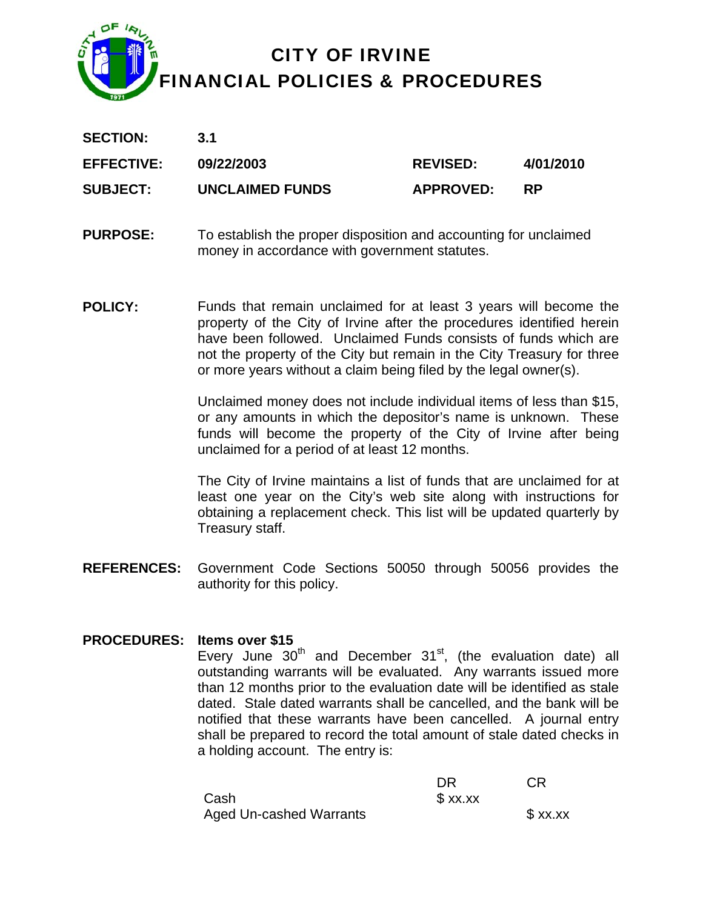# CITY OF IRVINE
# FINANCIAL POLICIES & PROCEDURES

| | | | |
|---|---|---|---|
| **SECTION:** | **3.1** | | |
| **EFFECTIVE:** | **09/22/2003** | **REVISED:** | **4/01/2010** |
| **SUBJECT:** | **UNCLAIMED FUNDS** | **APPROVED:** | **RP** |

**PURPOSE:** To establish the proper disposition and accounting for unclaimed money in accordance with government statutes.

**POLICY:** Funds that remain unclaimed for at least 3 years will become the property of the City of Irvine after the procedures identified herein have been followed. Unclaimed Funds consists of funds which are not the property of the City but remain in the City Treasury for three or more years without a claim being filed by the legal owner(s).

Unclaimed money does not include individual items of less than $15, or any amounts in which the depositor's name is unknown. These funds will become the property of the City of Irvine after being unclaimed for a period of at least 12 months.

The City of Irvine maintains a list of funds that are unclaimed for at least one year on the City's web site along with instructions for obtaining a replacement check. This list will be updated quarterly by Treasury staff.

**REFERENCES:** Government Code Sections 50050 through 50056 provides the authority for this policy.

**PROCEDURES:** **Items over $15**

Every June 30th and December 31st, (the evaluation date) all outstanding warrants will be evaluated. Any warrants issued more than 12 months prior to the evaluation date will be identified as stale dated. Stale dated warrants shall be cancelled, and the bank will be notified that these warrants have been cancelled. A journal entry shall be prepared to record the total amount of stale dated checks in a holding account. The entry is:

| | DR | CR |
|---|---|---|
| Cash | $ xx.xx | |
| Aged Un-cashed Warrants | | $ xx.xx |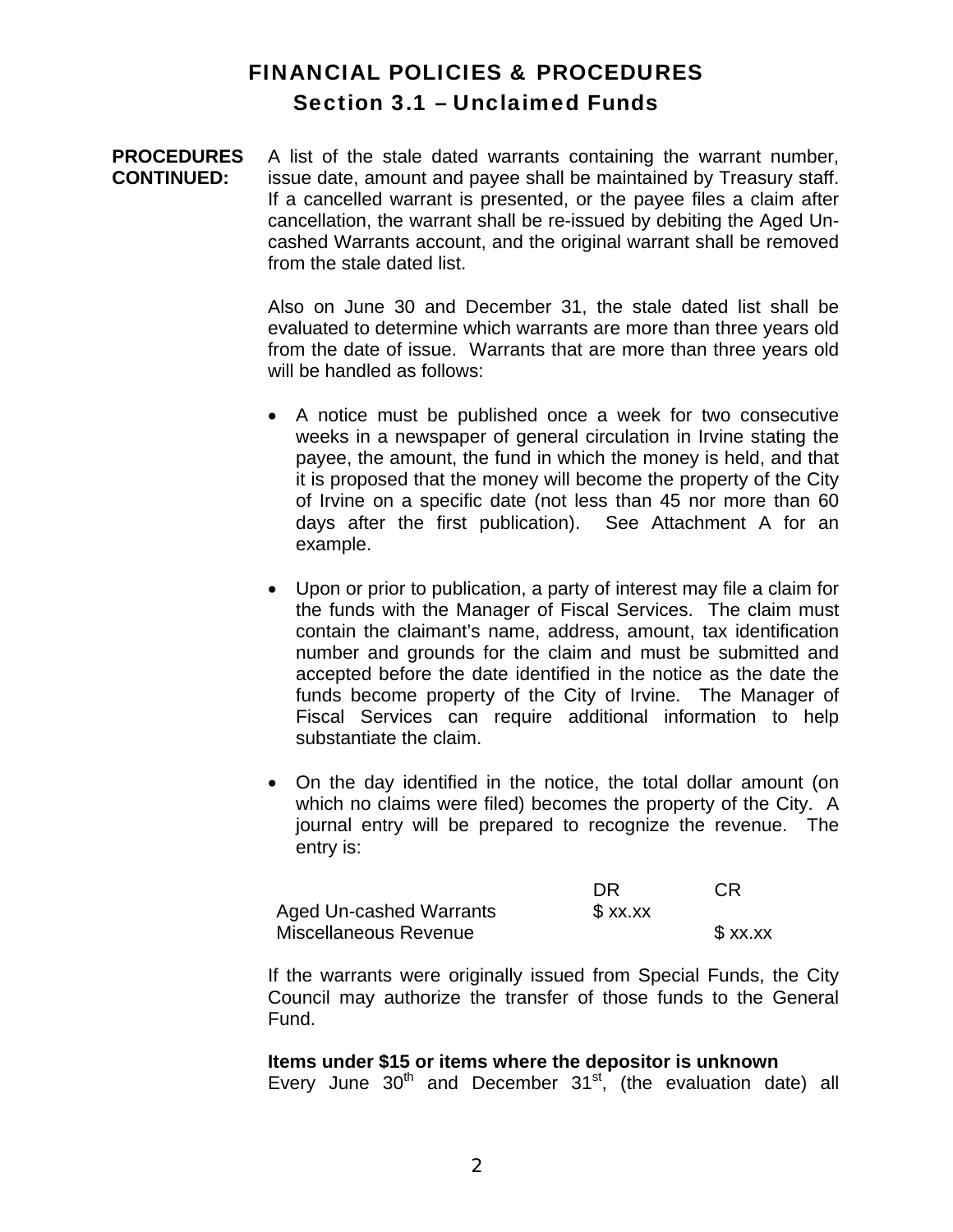# FINANCIAL POLICIES & PROCEDURES

## Section 3.1 – Unclaimed Funds

**PROCEDURES CONTINUED:** A list of the stale dated warrants containing the warrant number, issue date, amount and payee shall be maintained by Treasury staff. If a cancelled warrant is presented, or the payee files a claim after cancellation, the warrant shall be re-issued by debiting the Aged Un-cashed Warrants account, and the original warrant shall be removed from the stale dated list.

Also on June 30 and December 31, the stale dated list shall be evaluated to determine which warrants are more than three years old from the date of issue. Warrants that are more than three years old will be handled as follows:

- A notice must be published once a week for two consecutive weeks in a newspaper of general circulation in Irvine stating the payee, the amount, the fund in which the money is held, and that it is proposed that the money will become the property of the City of Irvine on a specific date (not less than 45 nor more than 60 days after the first publication). See Attachment A for an example.

- Upon or prior to publication, a party of interest may file a claim for the funds with the Manager of Fiscal Services. The claim must contain the claimant's name, address, amount, tax identification number and grounds for the claim and must be submitted and accepted before the date identified in the notice as the date the funds become property of the City of Irvine. The Manager of Fiscal Services can require additional information to help substantiate the claim.

- On the day identified in the notice, the total dollar amount (on which no claims were filed) becomes the property of the City. A journal entry will be prepared to recognize the revenue. The entry is:

| | DR | CR |
|---|---|---|
| Aged Un-cashed Warrants | $ xx.xx | |
| Miscellaneous Revenue | | $ xx.xx |

If the warrants were originally issued from Special Funds, the City Council may authorize the transfer of those funds to the General Fund.

**Items under $15 or items where the depositor is unknown**

Every June 30th and December 31st, (the evaluation date) all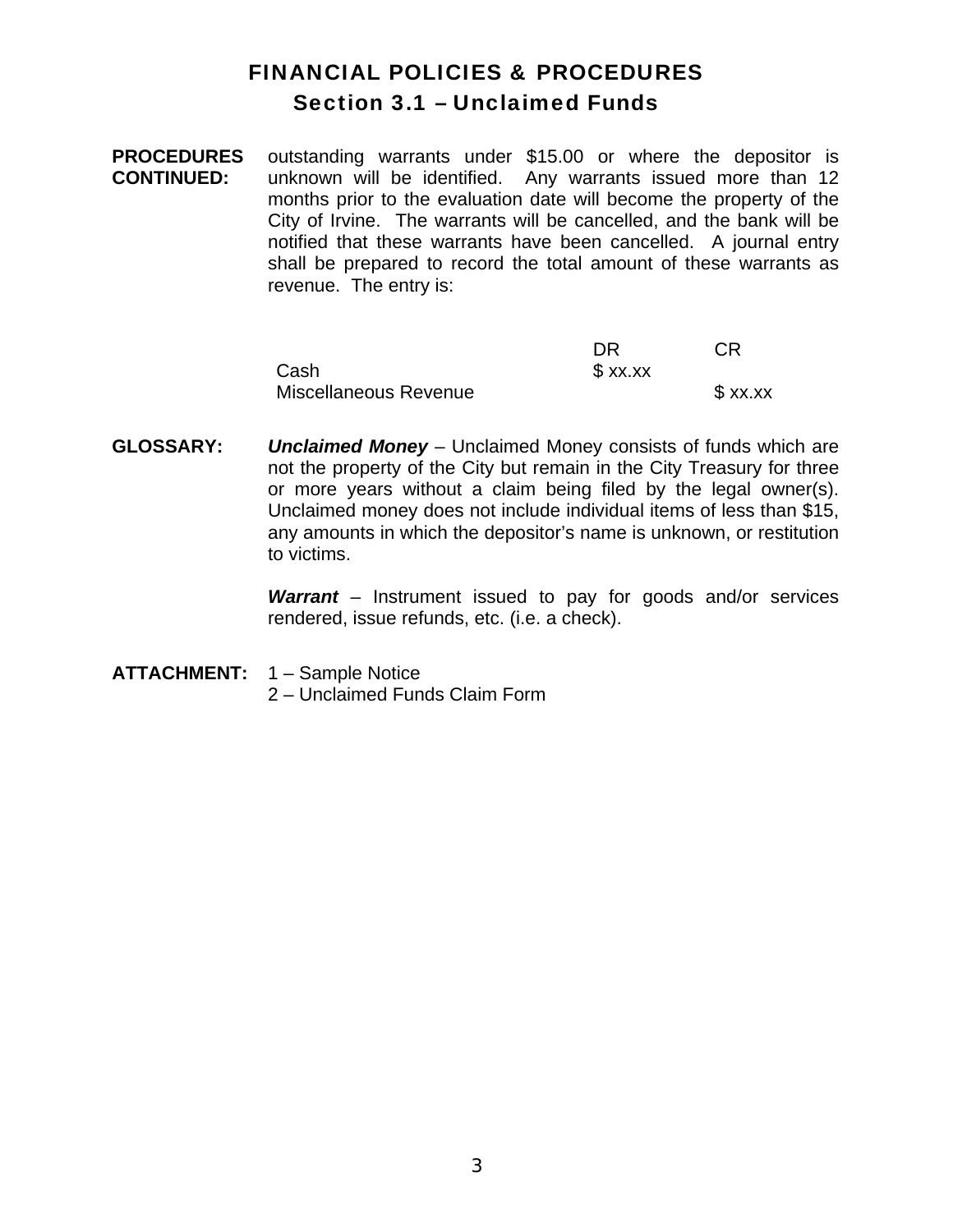# FINANCIAL POLICIES & PROCEDURES

## Section 3.1 – Unclaimed Funds

**PROCEDURES CONTINUED:** outstanding warrants under $15.00 or where the depositor is unknown will be identified. Any warrants issued more than 12 months prior to the evaluation date will become the property of the City of Irvine. The warrants will be cancelled, and the bank will be notified that these warrants have been cancelled. A journal entry shall be prepared to record the total amount of these warrants as revenue. The entry is:

| | DR | CR |
|---|---|---|
| Cash | $ xx.xx | |
| Miscellaneous Revenue | | $ xx.xx |

**GLOSSARY:** ***Unclaimed Money*** – Unclaimed Money consists of funds which are not the property of the City but remain in the City Treasury for three or more years without a claim being filed by the legal owner(s). Unclaimed money does not include individual items of less than $15, any amounts in which the depositor's name is unknown, or restitution to victims.

***Warrant*** – Instrument issued to pay for goods and/or services rendered, issue refunds, etc. (i.e. a check).

**ATTACHMENT:** 1 – Sample Notice
2 – Unclaimed Funds Claim Form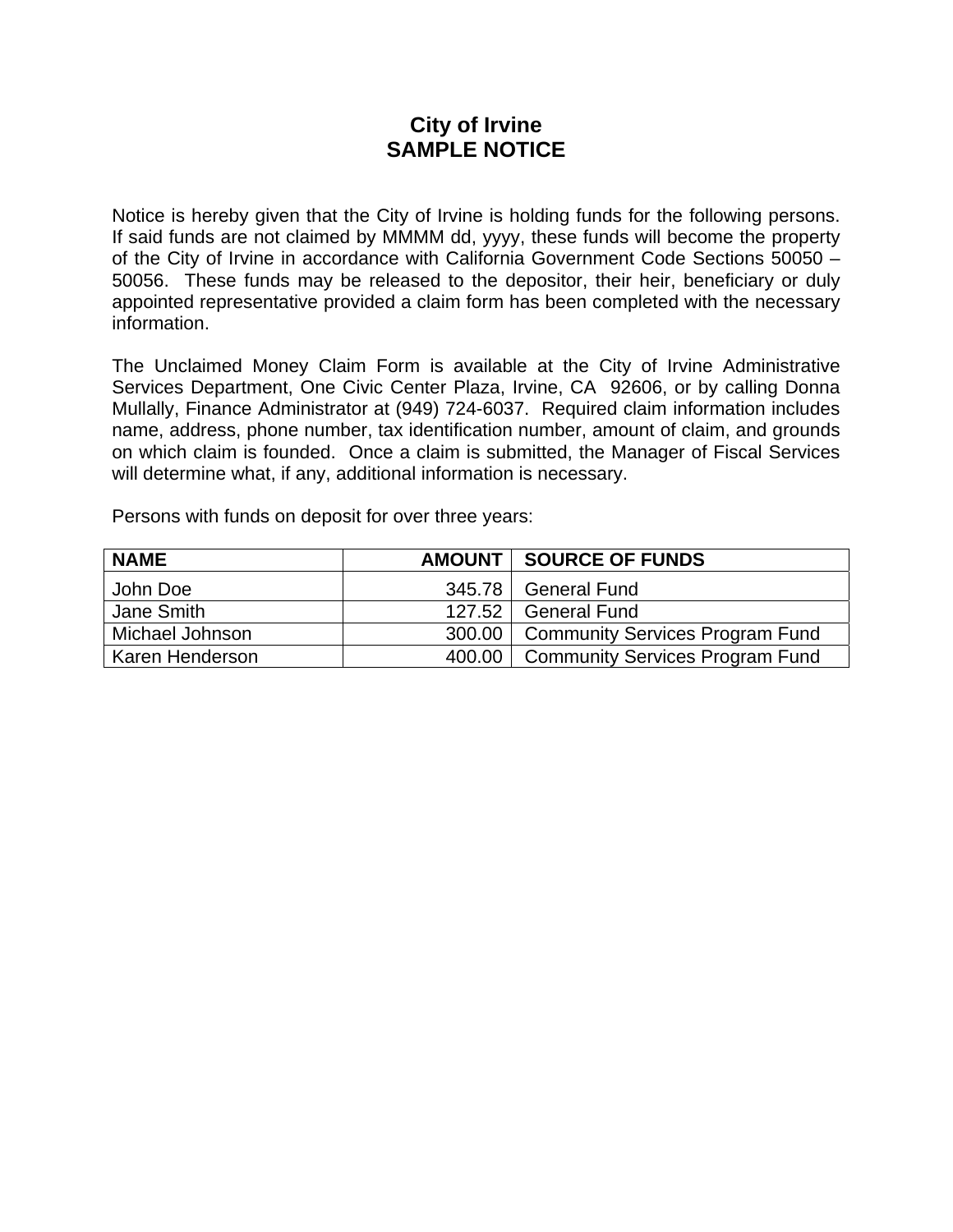# City of Irvine
# SAMPLE NOTICE

Notice is hereby given that the City of Irvine is holding funds for the following persons. If said funds are not claimed by MMMM dd, yyyy, these funds will become the property of the City of Irvine in accordance with California Government Code Sections 50050 – 50056. These funds may be released to the depositor, their heir, beneficiary or duly appointed representative provided a claim form has been completed with the necessary information.

The Unclaimed Money Claim Form is available at the City of Irvine Administrative Services Department, One Civic Center Plaza, Irvine, CA 92606, or by calling Donna Mullally, Finance Administrator at (949) 724-6037. Required claim information includes name, address, phone number, tax identification number, amount of claim, and grounds on which claim is founded. Once a claim is submitted, the Manager of Fiscal Services will determine what, if any, additional information is necessary.

Persons with funds on deposit for over three years:

| NAME | AMOUNT | SOURCE OF FUNDS |
|---|---:|---|
| John Doe | 345.78 | General Fund |
| Jane Smith | 127.52 | General Fund |
| Michael Johnson | 300.00 | Community Services Program Fund |
| Karen Henderson | 400.00 | Community Services Program Fund |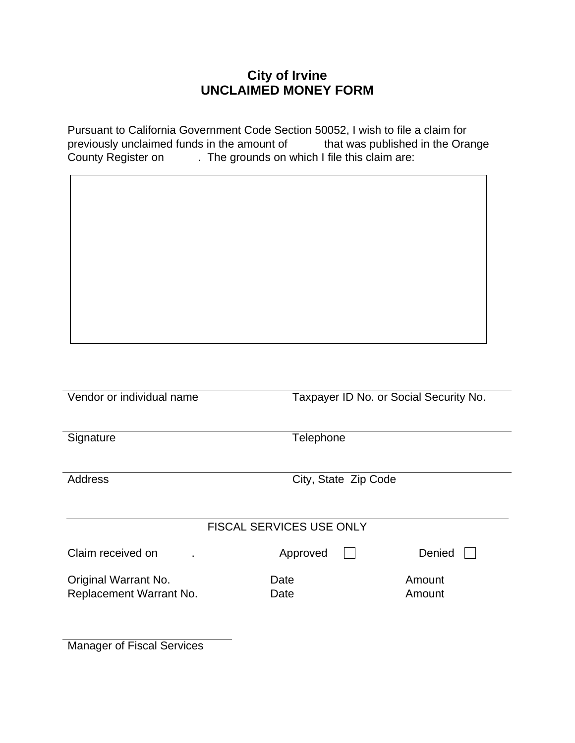# City of Irvine
# UNCLAIMED MONEY FORM

Pursuant to California Government Code Section 50052, I wish to file a claim for previously unclaimed funds in the amount of            that was published in the Orange County Register on          .  The grounds on which I file this claim are:

| |
|---|
| |

| | |
|---|---|
| Vendor or individual name | Taxpayer ID No. or Social Security No. |
| Signature | Telephone |
| Address | City, State  Zip Code |

FISCAL SERVICES USE ONLY

| | | |
|---|---|---|
| Claim received on          . | Approved ☐ | Denied ☐ |
| Original Warrant No. | Date | Amount |
| Replacement Warrant No. | Date | Amount |

Manager of Fiscal Services